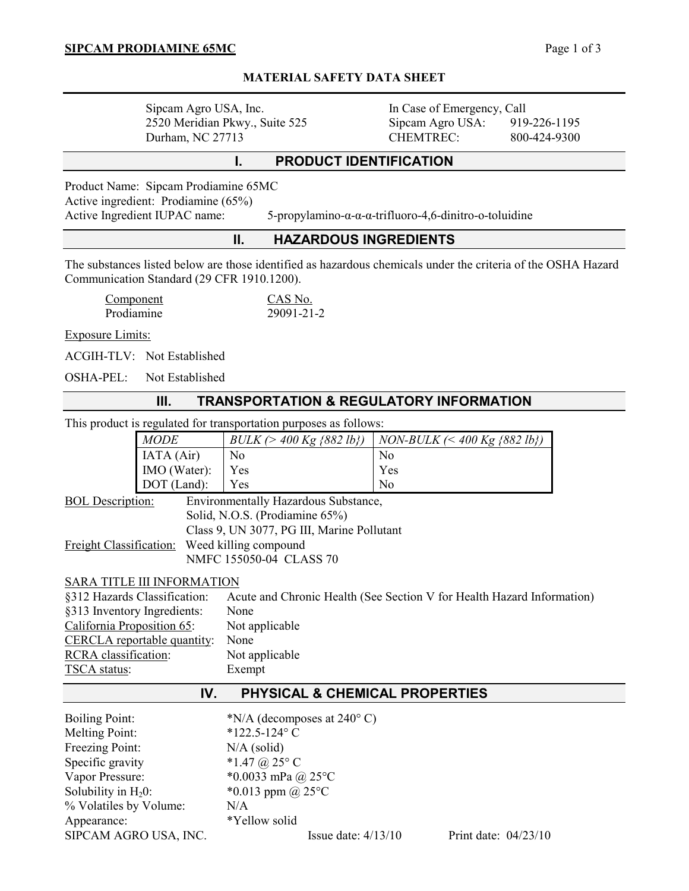# MATERIAL SAFETY DATA SHEET

Sipcam Agro USA, Inc.
2520 Meridian Pkwy., Suite 525
Durham, NC 27713

In Case of Emergency, Call
Sipcam Agro USA: 919-226-1195
CHEMTREC: 800-424-9300

## I. PRODUCT IDENTIFICATION

Product Name: Sipcam Prodiamine 65MC
Active ingredient: Prodiamine (65%)
Active Ingredient IUPAC name: 5-propylamino-α-α-α-trifluoro-4,6-dinitro-o-toluidine

## II. HAZARDOUS INGREDIENTS

The substances listed below are those identified as hazardous chemicals under the criteria of the OSHA Hazard Communication Standard (29 CFR 1910.1200).

| Component | CAS No. |
|---|---|
| Prodiamine | 29091-21-2 |

Exposure Limits:

ACGIH-TLV: Not Established

OSHA-PEL: Not Established

## III. TRANSPORTATION & REGULATORY INFORMATION

This product is regulated for transportation purposes as follows:

| *MODE* | *BULK (> 400 Kg {882 lb})* | *NON-BULK (< 400 Kg {882 lb})* |
|---|---|---|
| IATA (Air) | No | No |
| IMO (Water): | Yes | Yes |
| DOT (Land): | Yes | No |

BOL Description: Environmentally Hazardous Substance, Solid, N.O.S. (Prodiamine 65%) Class 9, UN 3077, PG III, Marine Pollutant

Freight Classification: Weed killing compound NMFC 155050-04 CLASS 70

SARA TITLE III INFORMATION

§312 Hazards Classification: Acute and Chronic Health (See Section V for Health Hazard Information)
§313 Inventory Ingredients: None
California Proposition 65: Not applicable
CERCLA reportable quantity: None
RCRA classification: Not applicable
TSCA status: Exempt

## IV. PHYSICAL & CHEMICAL PROPERTIES

Boiling Point: *N/A (decomposes at 240° C)
Melting Point: *122.5-124° C
Freezing Point: N/A (solid)
Specific gravity *1.47 @ 25° C
Vapor Pressure: *0.0033 mPa @ 25°C
Solubility in $H_2O$: *0.013 ppm @ 25°C
% Volatiles by Volume: N/A
Appearance: *Yellow solid

SIPCAM AGRO USA, INC. Issue date: 4/13/10 Print date: 04/23/10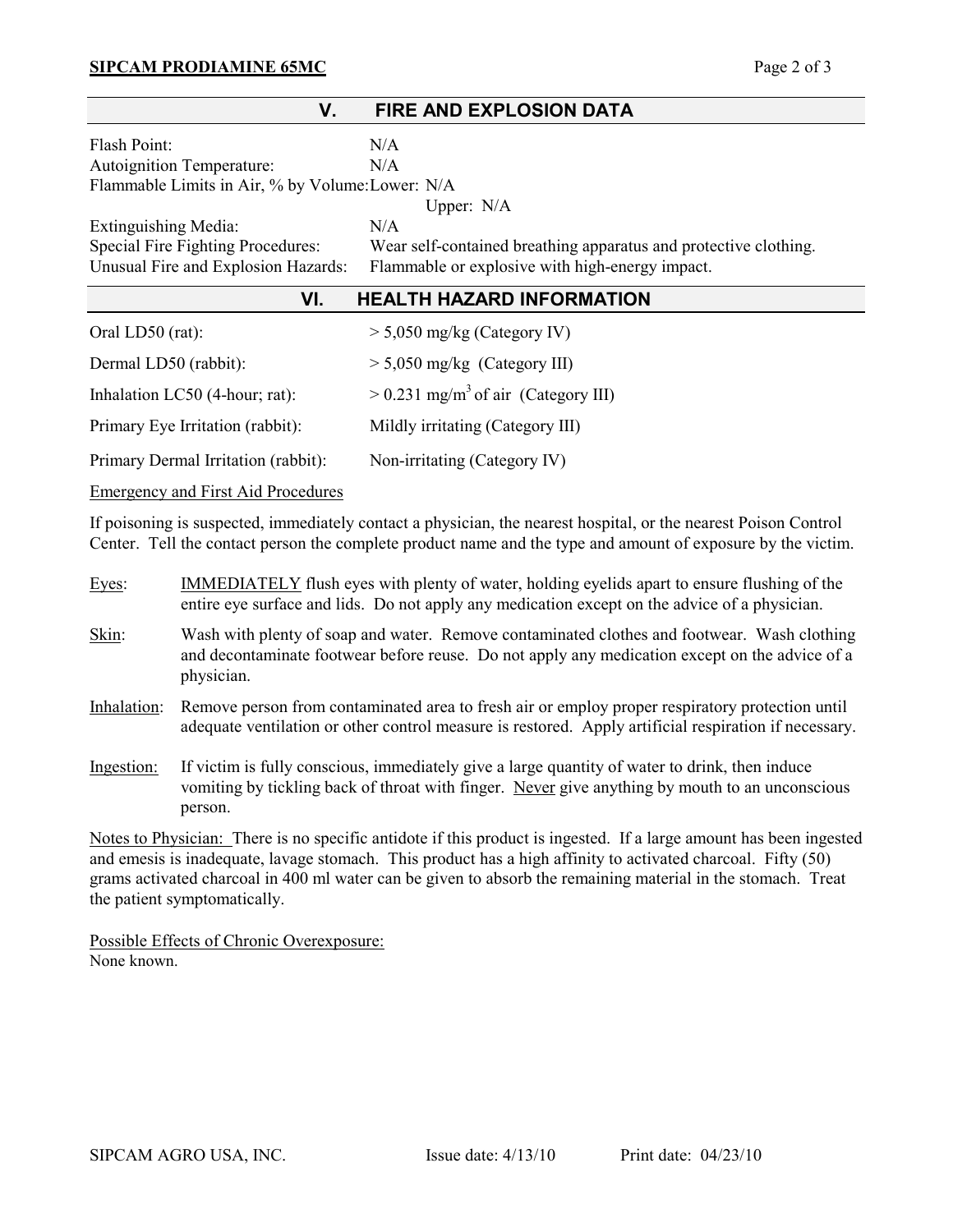## V. FIRE AND EXPLOSION DATA

| | |
|---|---|
| Flash Point: | N/A |
| Autoignition Temperature: | N/A |
| Flammable Limits in Air, % by Volume: | Lower: N/A<br>Upper: N/A |
| Extinguishing Media: | N/A |
| Special Fire Fighting Procedures: | Wear self-contained breathing apparatus and protective clothing. |
| Unusual Fire and Explosion Hazards: | Flammable or explosive with high-energy impact. |

## VI. HEALTH HAZARD INFORMATION

| | |
|---|---|
| Oral LD50 (rat): | > 5,050 mg/kg (Category IV) |
| Dermal LD50 (rabbit): | > 5,050 mg/kg (Category III) |
| Inhalation LC50 (4-hour; rat): | > 0.231 mg/$m^3$ of air (Category III) |
| Primary Eye Irritation (rabbit): | Mildly irritating (Category III) |
| Primary Dermal Irritation (rabbit): | Non-irritating (Category IV) |

Emergency and First Aid Procedures

If poisoning is suspected, immediately contact a physician, the nearest hospital, or the nearest Poison Control Center. Tell the contact person the complete product name and the type and amount of exposure by the victim.

Eyes: IMMEDIATELY flush eyes with plenty of water, holding eyelids apart to ensure flushing of the entire eye surface and lids. Do not apply any medication except on the advice of a physician.

Skin: Wash with plenty of soap and water. Remove contaminated clothes and footwear. Wash clothing and decontaminate footwear before reuse. Do not apply any medication except on the advice of a physician.

Inhalation: Remove person from contaminated area to fresh air or employ proper respiratory protection until adequate ventilation or other control measure is restored. Apply artificial respiration if necessary.

Ingestion: If victim is fully conscious, immediately give a large quantity of water to drink, then induce vomiting by tickling back of throat with finger. Never give anything by mouth to an unconscious person.

Notes to Physician: There is no specific antidote if this product is ingested. If a large amount has been ingested and emesis is inadequate, lavage stomach. This product has a high affinity to activated charcoal. Fifty (50) grams activated charcoal in 400 ml water can be given to absorb the remaining material in the stomach. Treat the patient symptomatically.

Possible Effects of Chronic Overexposure:
None known.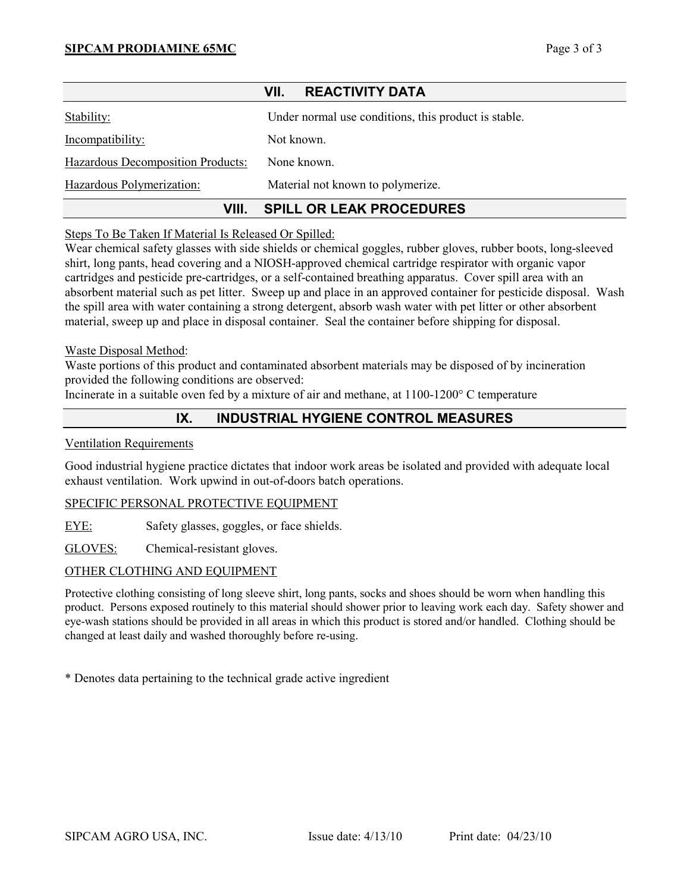## VII. REACTIVITY DATA

| | |
|---|---|
| Stability: | Under normal use conditions, this product is stable. |
| Incompatibility: | Not known. |
| Hazardous Decomposition Products: | None known. |
| Hazardous Polymerization: | Material not known to polymerize. |

## VIII. SPILL OR LEAK PROCEDURES

Steps To Be Taken If Material Is Released Or Spilled:
Wear chemical safety glasses with side shields or chemical goggles, rubber gloves, rubber boots, long-sleeved shirt, long pants, head covering and a NIOSH-approved chemical cartridge respirator with organic vapor cartridges and pesticide pre-cartridges, or a self-contained breathing apparatus. Cover spill area with an absorbent material such as pet litter. Sweep up and place in an approved container for pesticide disposal. Wash the spill area with water containing a strong detergent, absorb wash water with pet litter or other absorbent material, sweep up and place in disposal container. Seal the container before shipping for disposal.

Waste Disposal Method:
Waste portions of this product and contaminated absorbent materials may be disposed of by incineration provided the following conditions are observed:
Incinerate in a suitable oven fed by a mixture of air and methane, at 1100-1200° C temperature

## IX. INDUSTRIAL HYGIENE CONTROL MEASURES

Ventilation Requirements

Good industrial hygiene practice dictates that indoor work areas be isolated and provided with adequate local exhaust ventilation. Work upwind in out-of-doors batch operations.

SPECIFIC PERSONAL PROTECTIVE EQUIPMENT

EYE: Safety glasses, goggles, or face shields.

GLOVES: Chemical-resistant gloves.

OTHER CLOTHING AND EQUIPMENT

Protective clothing consisting of long sleeve shirt, long pants, socks and shoes should be worn when handling this product. Persons exposed routinely to this material should shower prior to leaving work each day. Safety shower and eye-wash stations should be provided in all areas in which this product is stored and/or handled. Clothing should be changed at least daily and washed thoroughly before re-using.

* Denotes data pertaining to the technical grade active ingredient

SIPCAM AGRO USA, INC. Issue date: 4/13/10 Print date: 04/23/10